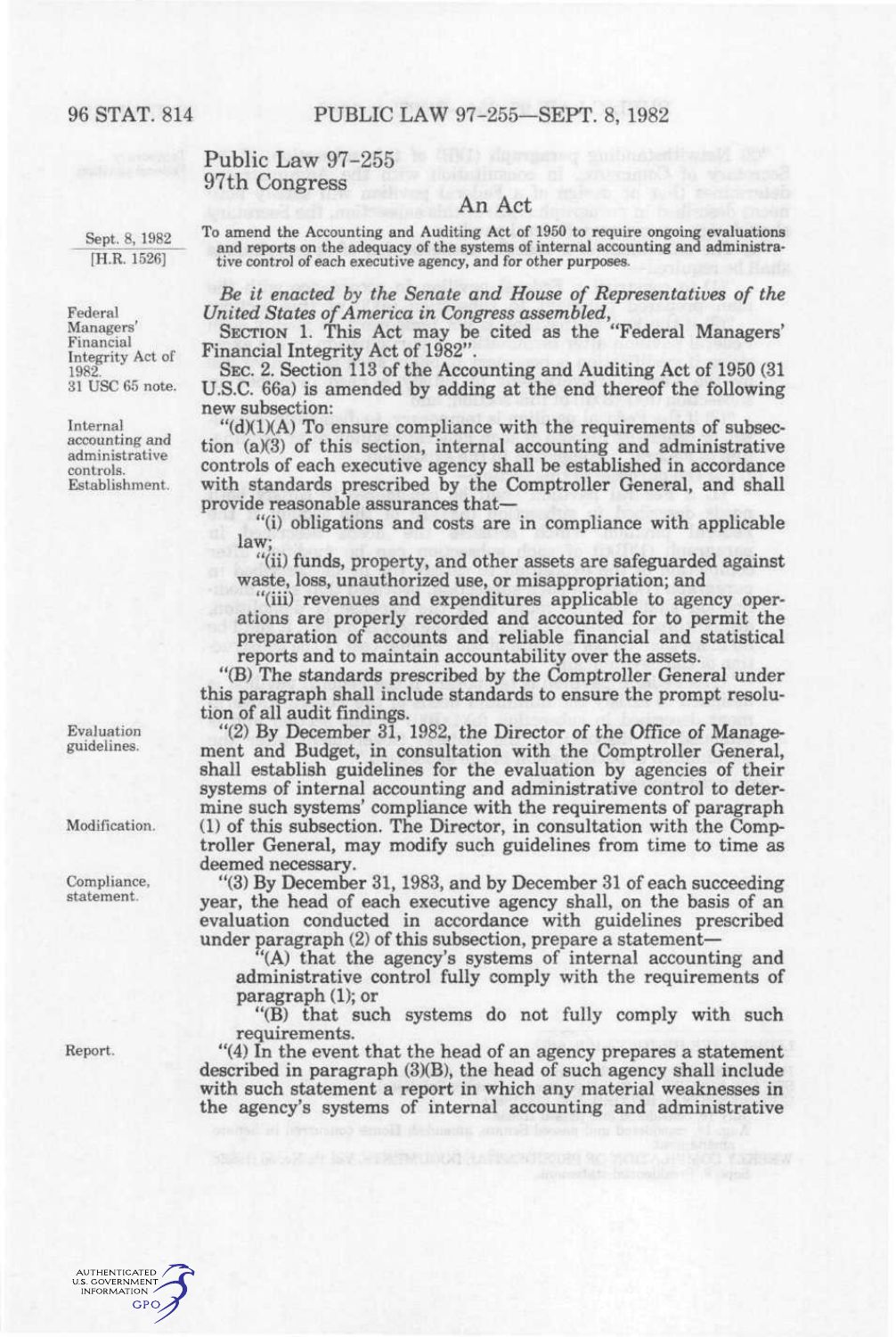# Public Law 97-255
## 97th Congress

### An Act

Sept. 8, 1982
[H.R. 1526]

To amend the Accounting and Auditing Act of 1950 to require ongoing evaluations and reports on the adequacy of the systems of internal accounting and administrative control of each executive agency, and for other purposes.

*Be it enacted by the Senate and House of Representatives of the United States of America in Congress assembled,*

Federal Managers' Financial Integrity Act of 1982.
31 USC 65 note.

SECTION 1. This Act may be cited as the "Federal Managers' Financial Integrity Act of 1982".

SEC. 2. Section 113 of the Accounting and Auditing Act of 1950 (31 U.S.C. 66a) is amended by adding at the end thereof the following new subsection:

Internal accounting and administrative controls. Establishment.

"(d)(1)(A) To ensure compliance with the requirements of subsection (a)(3) of this section, internal accounting and administrative controls of each executive agency shall be established in accordance with standards prescribed by the Comptroller General, and shall provide reasonable assurances that—

"(i) obligations and costs are in compliance with applicable law;

"(ii) funds, property, and other assets are safeguarded against waste, loss, unauthorized use, or misappropriation; and

"(iii) revenues and expenditures applicable to agency operations are properly recorded and accounted for to permit the preparation of accounts and reliable financial and statistical reports and to maintain accountability over the assets.

"(B) The standards prescribed by the Comptroller General under this paragraph shall include standards to ensure the prompt resolution of all audit findings.

Evaluation guidelines.

"(2) By December 31, 1982, the Director of the Office of Management and Budget, in consultation with the Comptroller General, shall establish guidelines for the evaluation by agencies of their systems of internal accounting and administrative control to determine such systems' compliance with the requirements of paragraph (1) of this subsection. The Director, in consultation with the Comptroller General, may modify such guidelines from time to time as deemed necessary.

Modification.

Compliance, statement.

"(3) By December 31, 1983, and by December 31 of each succeeding year, the head of each executive agency shall, on the basis of an evaluation conducted in accordance with guidelines prescribed under paragraph (2) of this subsection, prepare a statement—

"(A) that the agency's systems of internal accounting and administrative control fully comply with the requirements of paragraph (1); or

"(B) that such systems do not fully comply with such requirements.

Report.

"(4) In the event that the head of an agency prepares a statement described in paragraph (3)(B), the head of such agency shall include with such statement a report in which any material weaknesses in the agency's systems of internal accounting and administrative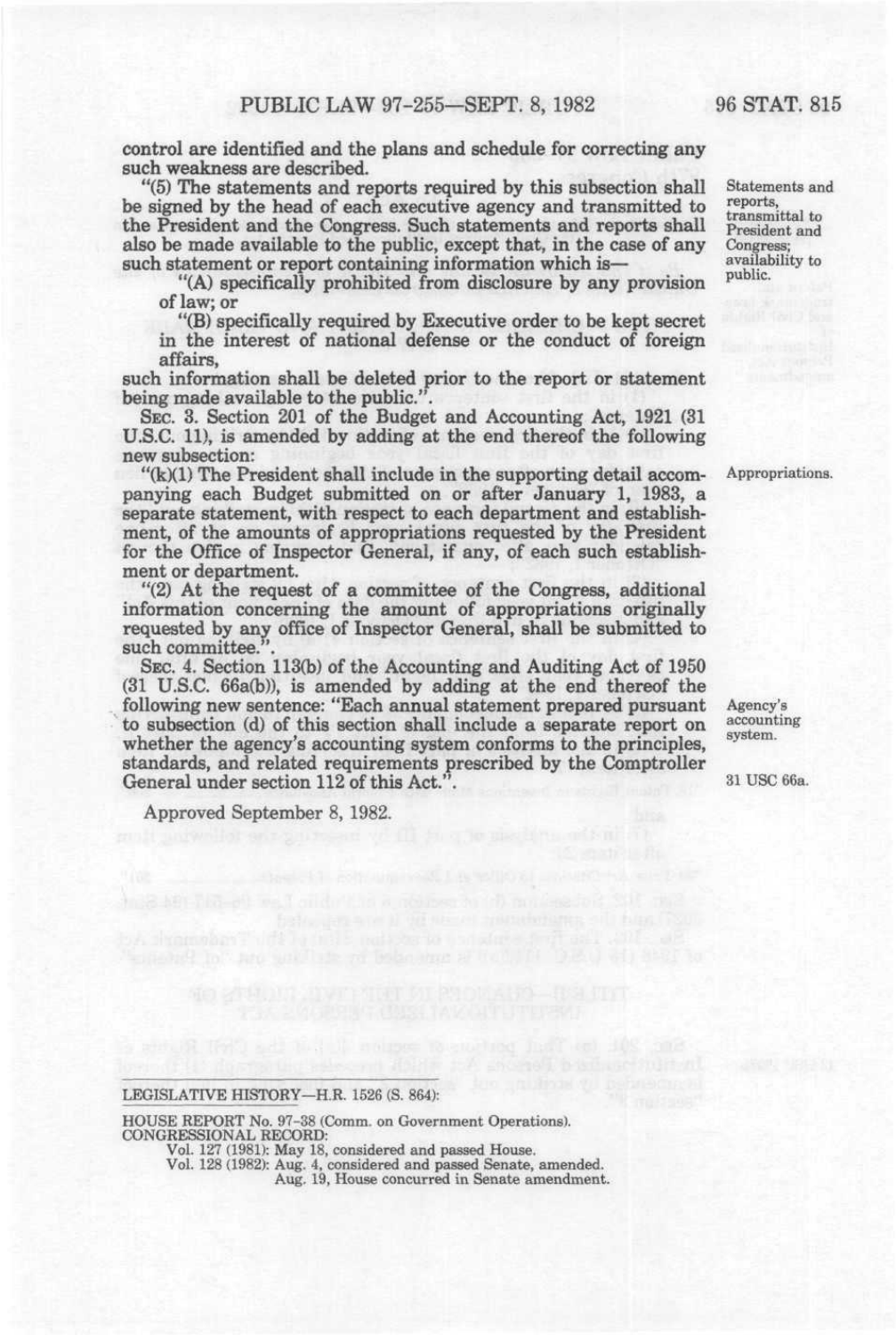control are identified and the plans and schedule for correcting any such weakness are described.

"(5) The statements and reports required by this subsection shall be signed by the head of each executive agency and transmitted to the President and the Congress. Such statements and reports shall also be made available to the public, except that, in the case of any such statement or report containing information which is—

"(A) specifically prohibited from disclosure by any provision of law; or

"(B) specifically required by Executive order to be kept secret in the interest of national defense or the conduct of foreign affairs,

such information shall be deleted prior to the report or statement being made available to the public.".

Statements and reports, transmittal to President and Congress; availability to public.

SEC. 3. Section 201 of the Budget and Accounting Act, 1921 (31 U.S.C. 11), is amended by adding at the end thereof the following new subsection:

"(k)(1) The President shall include in the supporting detail accompanying each Budget submitted on or after January 1, 1983, a separate statement, with respect to each department and establishment, of the amounts of appropriations requested by the President for the Office of Inspector General, if any, of each such establishment or department.

Appropriations.

"(2) At the request of a committee of the Congress, additional information concerning the amount of appropriations originally requested by any office of Inspector General, shall be submitted to such committee.".

SEC. 4. Section 113(b) of the Accounting and Auditing Act of 1950 (31 U.S.C. 66a(b)), is amended by adding at the end thereof the following new sentence: "Each annual statement prepared pursuant to subsection (d) of this section shall include a separate report on whether the agency's accounting system conforms to the principles, standards, and related requirements prescribed by the Comptroller General under section 112 of this Act.".

Agency's accounting system.

31 USC 66a.

Approved September 8, 1982.

LEGISLATIVE HISTORY—H.R. 1526 (S. 864):

HOUSE REPORT No. 97-38 (Comm. on Government Operations).
CONGRESSIONAL RECORD:
Vol. 127 (1981): May 18, considered and passed House.
Vol. 128 (1982): Aug. 4, considered and passed Senate, amended.
Aug. 19, House concurred in Senate amendment.